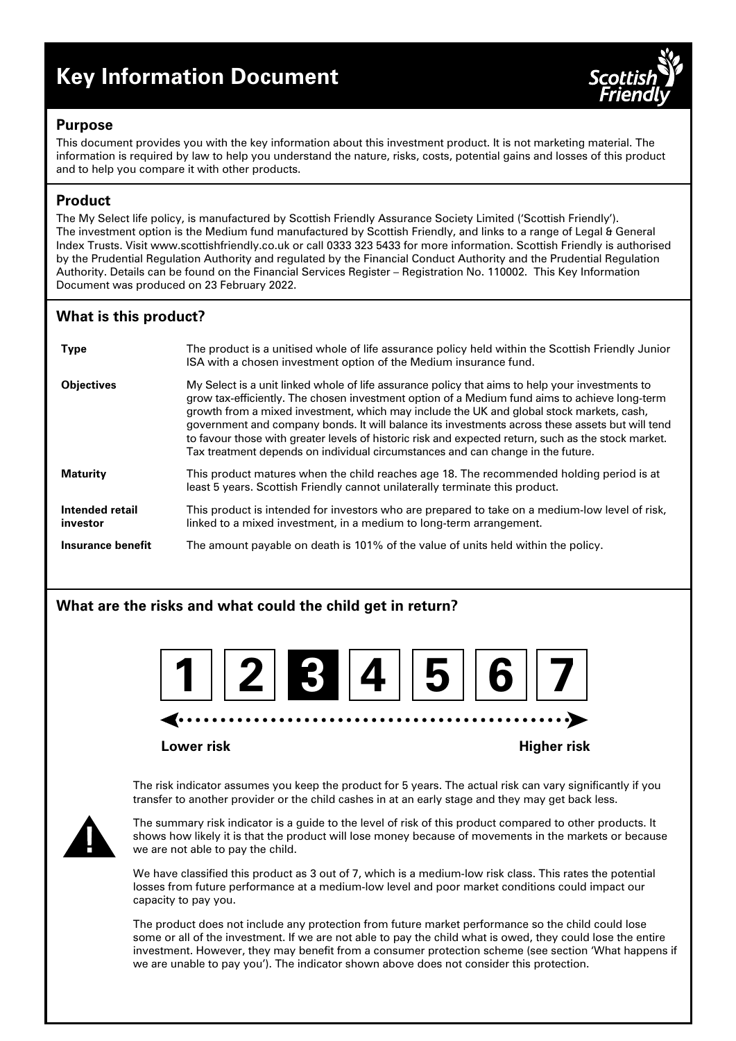# Key Information Document

## Purpose

This document provides you with the key information about this investment product. It is not marketing material. The information is required by law to help you understand the nature, risks, costs, potential gains and losses of this product and to help you compare it with other products.

## Product

The My Select life policy, is manufactured by Scottish Friendly Assurance Society Limited ('Scottish Friendly'). The investment option is the Medium fund manufactured by Scottish Friendly, and links to a range of Legal & General Index Trusts. Visit www.scottishfriendly.co.uk or call 0333 323 5433 for more information. Scottish Friendly is authorised by the Prudential Regulation Authority and regulated by the Financial Conduct Authority and the Prudential Regulation Authority. Details can be found on the Financial Services Register – Registration No. 110002. This Key Information Document was produced on 23 February 2022.

## What is this product?

| | |
|---|---|
| **Type** | The product is a unitised whole of life assurance policy held within the Scottish Friendly Junior ISA with a chosen investment option of the Medium insurance fund. |
| **Objectives** | My Select is a unit linked whole of life assurance policy that aims to help your investments to grow tax-efficiently. The chosen investment option of a Medium fund aims to achieve long-term growth from a mixed investment, which may include the UK and global stock markets, cash, government and company bonds. It will balance its investments across these assets but will tend to favour those with greater levels of historic risk and expected return, such as the stock market. Tax treatment depends on individual circumstances and can change in the future. |
| **Maturity** | This product matures when the child reaches age 18. The recommended holding period is at least 5 years. Scottish Friendly cannot unilaterally terminate this product. |
| **Intended retail investor** | This product is intended for investors who are prepared to take on a medium-low level of risk, linked to a mixed investment, in a medium to long-term arrangement. |
| **Insurance benefit** | The amount payable on death is 101% of the value of units held within the policy. |

## What are the risks and what could the child get in return?

1 | 2 | **3** | 4 | 5 | 6 | 7

Lower risk ← → Higher risk

The risk indicator assumes you keep the product for 5 years. The actual risk can vary significantly if you transfer to another provider or the child cashes in at an early stage and they may get back less.

The summary risk indicator is a guide to the level of risk of this product compared to other products. It shows how likely it is that the product will lose money because of movements in the markets or because we are not able to pay the child.

We have classified this product as 3 out of 7, which is a medium-low risk class. This rates the potential losses from future performance at a medium-low level and poor market conditions could impact our capacity to pay you.

The product does not include any protection from future market performance so the child could lose some or all of the investment. If we are not able to pay the child what is owed, they could lose the entire investment. However, they may benefit from a consumer protection scheme (see section 'What happens if we are unable to pay you'). The indicator shown above does not consider this protection.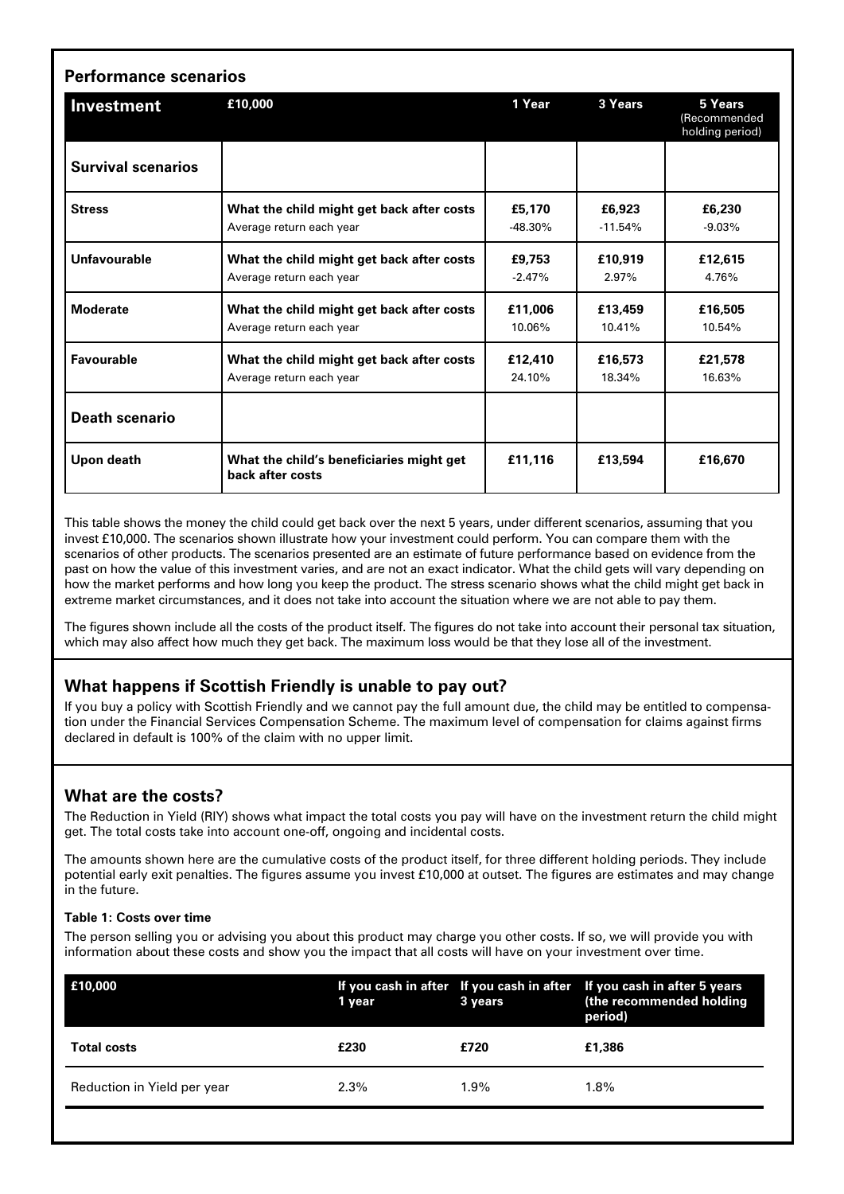## Performance scenarios

| Investment | £10,000 | 1 Year | 3 Years | 5 Years (Recommended holding period) |
|---|---|---|---|---|
| **Survival scenarios** | | | | |
| **Stress** | **What the child might get back after costs** | **£5,170** | **£6,923** | **£6,230** |
| | Average return each year | -48.30% | -11.54% | -9.03% |
| **Unfavourable** | **What the child might get back after costs** | **£9,753** | **£10,919** | **£12,615** |
| | Average return each year | -2.47% | 2.97% | 4.76% |
| **Moderate** | **What the child might get back after costs** | **£11,006** | **£13,459** | **£16,505** |
| | Average return each year | 10.06% | 10.41% | 10.54% |
| **Favourable** | **What the child might get back after costs** | **£12,410** | **£16,573** | **£21,578** |
| | Average return each year | 24.10% | 18.34% | 16.63% |
| **Death scenario** | | | | |
| **Upon death** | **What the child's beneficiaries might get back after costs** | **£11,116** | **£13,594** | **£16,670** |

This table shows the money the child could get back over the next 5 years, under different scenarios, assuming that you invest £10,000. The scenarios shown illustrate how your investment could perform. You can compare them with the scenarios of other products. The scenarios presented are an estimate of future performance based on evidence from the past on how the value of this investment varies, and are not an exact indicator. What the child gets will vary depending on how the market performs and how long you keep the product. The stress scenario shows what the child might get back in extreme market circumstances, and it does not take into account the situation where we are not able to pay them.

The figures shown include all the costs of the product itself. The figures do not take into account their personal tax situation, which may also affect how much they get back. The maximum loss would be that they lose all of the investment.

## What happens if Scottish Friendly is unable to pay out?

If you buy a policy with Scottish Friendly and we cannot pay the full amount due, the child may be entitled to compensation under the Financial Services Compensation Scheme. The maximum level of compensation for claims against firms declared in default is 100% of the claim with no upper limit.

## What are the costs?

The Reduction in Yield (RIY) shows what impact the total costs you pay will have on the investment return the child might get. The total costs take into account one-off, ongoing and incidental costs.

The amounts shown here are the cumulative costs of the product itself, for three different holding periods. They include potential early exit penalties. The figures assume you invest £10,000 at outset. The figures are estimates and may change in the future.

#### Table 1: Costs over time

The person selling you or advising you about this product may charge you other costs. If so, we will provide you with information about these costs and show you the impact that all costs will have on your investment over time.

| £10,000 | If you cash in after 1 year | If you cash in after 3 years | If you cash in after 5 years (the recommended holding period) |
|---|---|---|---|
| **Total costs** | **£230** | **£720** | **£1,386** |
| Reduction in Yield per year | 2.3% | 1.9% | 1.8% |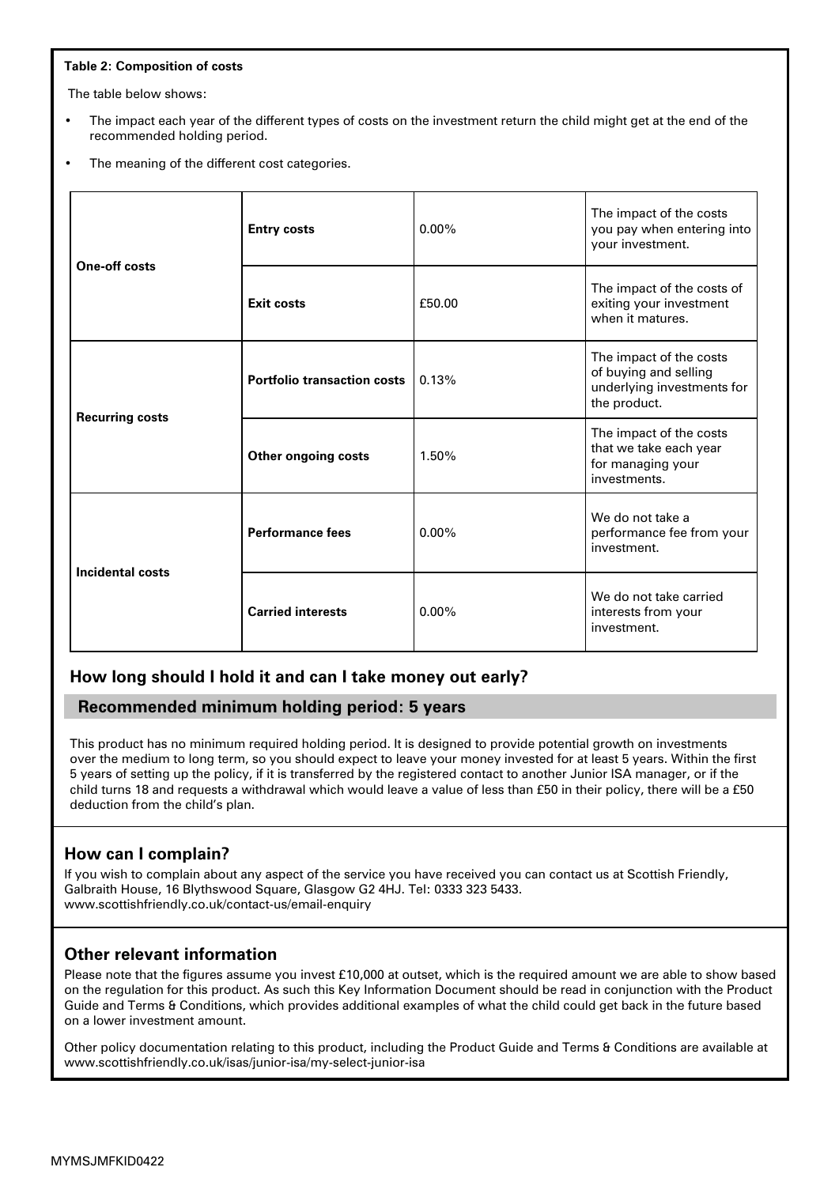**Table 2: Composition of costs**

The table below shows:

- The impact each year of the different types of costs on the investment return the child might get at the end of the recommended holding period.
- The meaning of the different cost categories.

| | | | |
|---|---|---|---|
| **One-off costs** | **Entry costs** | 0.00% | The impact of the costs you pay when entering into your investment. |
| | **Exit costs** | £50.00 | The impact of the costs of exiting your investment when it matures. |
| **Recurring costs** | **Portfolio transaction costs** | 0.13% | The impact of the costs of buying and selling underlying investments for the product. |
| | **Other ongoing costs** | 1.50% | The impact of the costs that we take each year for managing your investments. |
| **Incidental costs** | **Performance fees** | 0.00% | We do not take a performance fee from your investment. |
| | **Carried interests** | 0.00% | We do not take carried interests from your investment. |

## How long should I hold it and can I take money out early?

### Recommended minimum holding period: 5 years

This product has no minimum required holding period. It is designed to provide potential growth on investments over the medium to long term, so you should expect to leave your money invested for at least 5 years. Within the first 5 years of setting up the policy, if it is transferred by the registered contact to another Junior ISA manager, or if the child turns 18 and requests a withdrawal which would leave a value of less than £50 in their policy, there will be a £50 deduction from the child's plan.

## How can I complain?

If you wish to complain about any aspect of the service you have received you can contact us at Scottish Friendly, Galbraith House, 16 Blythswood Square, Glasgow G2 4HJ. Tel: 0333 323 5433.
www.scottishfriendly.co.uk/contact-us/email-enquiry

## Other relevant information

Please note that the figures assume you invest £10,000 at outset, which is the required amount we are able to show based on the regulation for this product. As such this Key Information Document should be read in conjunction with the Product Guide and Terms & Conditions, which provides additional examples of what the child could get back in the future based on a lower investment amount.

Other policy documentation relating to this product, including the Product Guide and Terms & Conditions are available at www.scottishfriendly.co.uk/isas/junior-isa/my-select-junior-isa

MYMSJMFKID0422